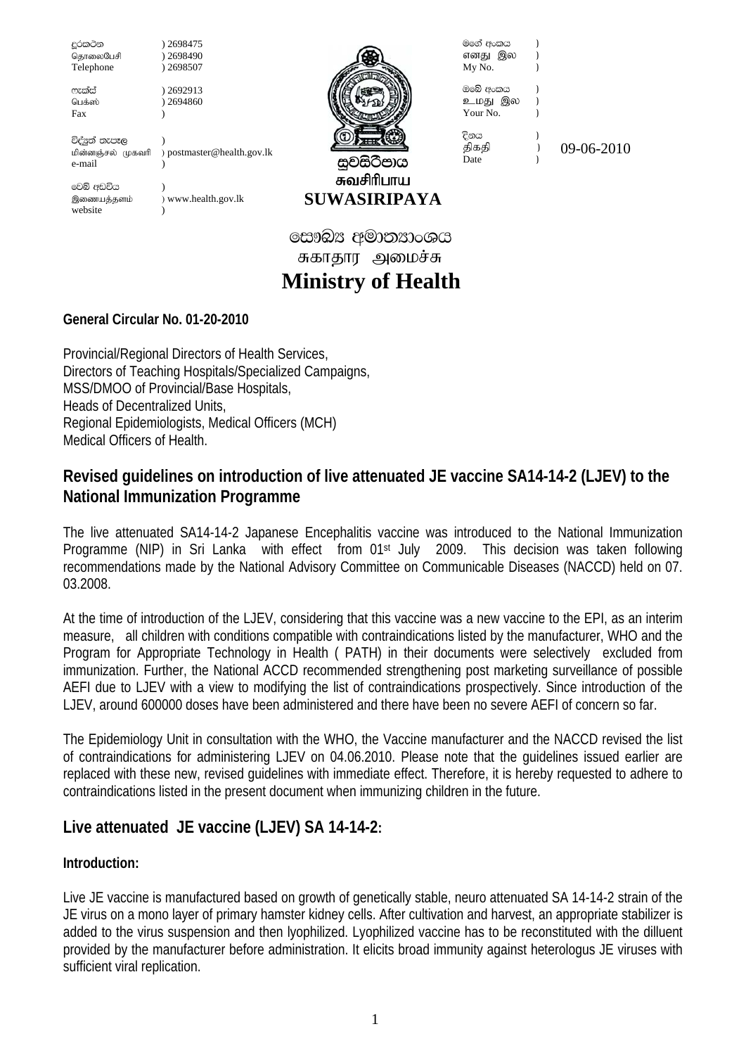| | | | | |
|---|---|---|---|---|
| දුරකථන<br>தொலைபேசி<br>Telephone | ) 2698475<br>) 2698490<br>) 2698507 | | මගේ අංකය<br>எனது இல<br>My No. | ) |
| ෆැක්ස්<br>பெக்ஸ்<br>Fax | ) 2692913<br>) 2694860<br>) | | ඔබේ අංකය<br>உமது இல<br>Your No. | ) |
| විද්‍යුත් තැපෑල<br>மின்னஞ்சல் முகவரி<br>e-mail | )<br>) postmaster@health.gov.lk<br>) | සුවසිරිපාය<br>சுவசிரிபாய<br>**SUWASIRIPAYA** | දිනය<br>திகதி<br>Date | ) 09-06-2010 |
| වෙබ් අඩවිය<br>இணையத்தளம்<br>website | )<br>) www.health.gov.lk<br>) | | | |

සෞඛ්‍ය අමාත්‍යාංශය

சுகாதார அமைச்சு

# Ministry of Health

**General Circular No. 01-20-2010**

Provincial/Regional Directors of Health Services,
Directors of Teaching Hospitals/Specialized Campaigns,
MSS/DMOO of Provincial/Base Hospitals,
Heads of Decentralized Units,
Regional Epidemiologists, Medical Officers (MCH)
Medical Officers of Health.

## Revised guidelines on introduction of live attenuated JE vaccine SA14-14-2 (LJEV) to the National Immunization Programme

The live attenuated SA14-14-2 Japanese Encephalitis vaccine was introduced to the National Immunization Programme (NIP) in Sri Lanka with effect from 01st July 2009. This decision was taken following recommendations made by the National Advisory Committee on Communicable Diseases (NACCD) held on 07. 03.2008.

At the time of introduction of the LJEV, considering that this vaccine was a new vaccine to the EPI, as an interim measure, all children with conditions compatible with contraindications listed by the manufacturer, WHO and the Program for Appropriate Technology in Health ( PATH) in their documents were selectively excluded from immunization. Further, the National ACCD recommended strengthening post marketing surveillance of possible AEFI due to LJEV with a view to modifying the list of contraindications prospectively. Since introduction of the LJEV, around 600000 doses have been administered and there have been no severe AEFI of concern so far.

The Epidemiology Unit in consultation with the WHO, the Vaccine manufacturer and the NACCD revised the list of contraindications for administering LJEV on 04.06.2010. Please note that the guidelines issued earlier are replaced with these new, revised guidelines with immediate effect. Therefore, it is hereby requested to adhere to contraindications listed in the present document when immunizing children in the future.

## Live attenuated JE vaccine (LJEV) SA 14-14-2:

**Introduction:**

Live JE vaccine is manufactured based on growth of genetically stable, neuro attenuated SA 14-14-2 strain of the JE virus on a mono layer of primary hamster kidney cells. After cultivation and harvest, an appropriate stabilizer is added to the virus suspension and then lyophilized. Lyophilized vaccine has to be reconstituted with the dilluent provided by the manufacturer before administration. It elicits broad immunity against heterologus JE viruses with sufficient viral replication.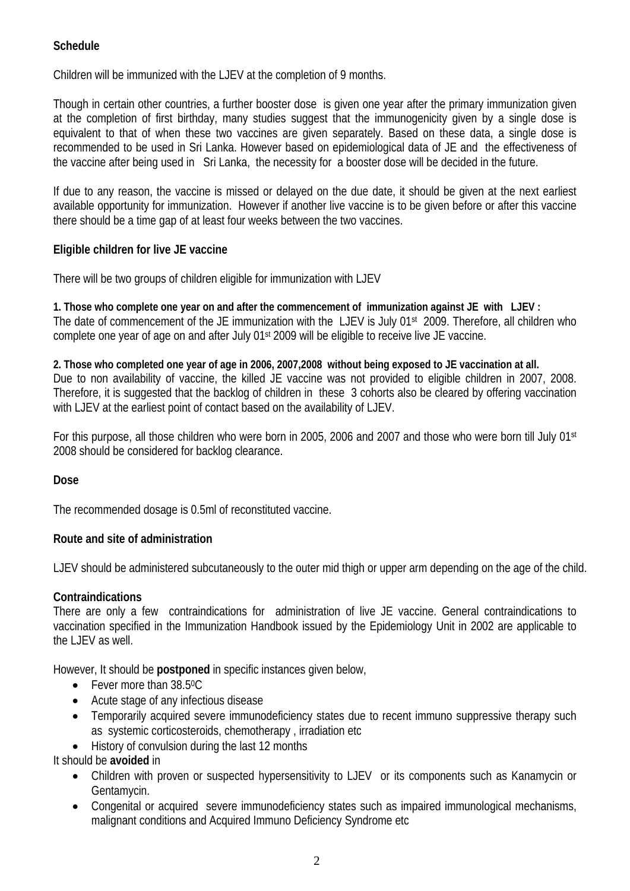**Schedule**

Children will be immunized with the LJEV at the completion of 9 months.

Though in certain other countries, a further booster dose is given one year after the primary immunization given at the completion of first birthday, many studies suggest that the immunogenicity given by a single dose is equivalent to that of when these two vaccines are given separately. Based on these data, a single dose is recommended to be used in Sri Lanka. However based on epidemiological data of JE and the effectiveness of the vaccine after being used in Sri Lanka, the necessity for a booster dose will be decided in the future.

If due to any reason, the vaccine is missed or delayed on the due date, it should be given at the next earliest available opportunity for immunization. However if another live vaccine is to be given before or after this vaccine there should be a time gap of at least four weeks between the two vaccines.

**Eligible children for live JE vaccine**

There will be two groups of children eligible for immunization with LJEV

**1. Those who complete one year on and after the commencement of immunization against JE with LJEV :**
The date of commencement of the JE immunization with the LJEV is July 01st 2009. Therefore, all children who complete one year of age on and after July 01st 2009 will be eligible to receive live JE vaccine.

**2. Those who completed one year of age in 2006, 2007,2008 without being exposed to JE vaccination at all.**
Due to non availability of vaccine, the killed JE vaccine was not provided to eligible children in 2007, 2008. Therefore, it is suggested that the backlog of children in these 3 cohorts also be cleared by offering vaccination with LJEV at the earliest point of contact based on the availability of LJEV.

For this purpose, all those children who were born in 2005, 2006 and 2007 and those who were born till July 01st 2008 should be considered for backlog clearance.

**Dose**

The recommended dosage is 0.5ml of reconstituted vaccine.

**Route and site of administration**

LJEV should be administered subcutaneously to the outer mid thigh or upper arm depending on the age of the child.

**Contraindications**

There are only a few contraindications for administration of live JE vaccine. General contraindications to vaccination specified in the Immunization Handbook issued by the Epidemiology Unit in 2002 are applicable to the LJEV as well.

However, It should be **postponed** in specific instances given below,

- Fever more than 38.5$^{0}$C
- Acute stage of any infectious disease
- Temporarily acquired severe immunodeficiency states due to recent immuno suppressive therapy such as systemic corticosteroids, chemotherapy , irradiation etc
- History of convulsion during the last 12 months

It should be **avoided** in

- Children with proven or suspected hypersensitivity to LJEV or its components such as Kanamycin or Gentamycin.
- Congenital or acquired severe immunodeficiency states such as impaired immunological mechanisms, malignant conditions and Acquired Immuno Deficiency Syndrome etc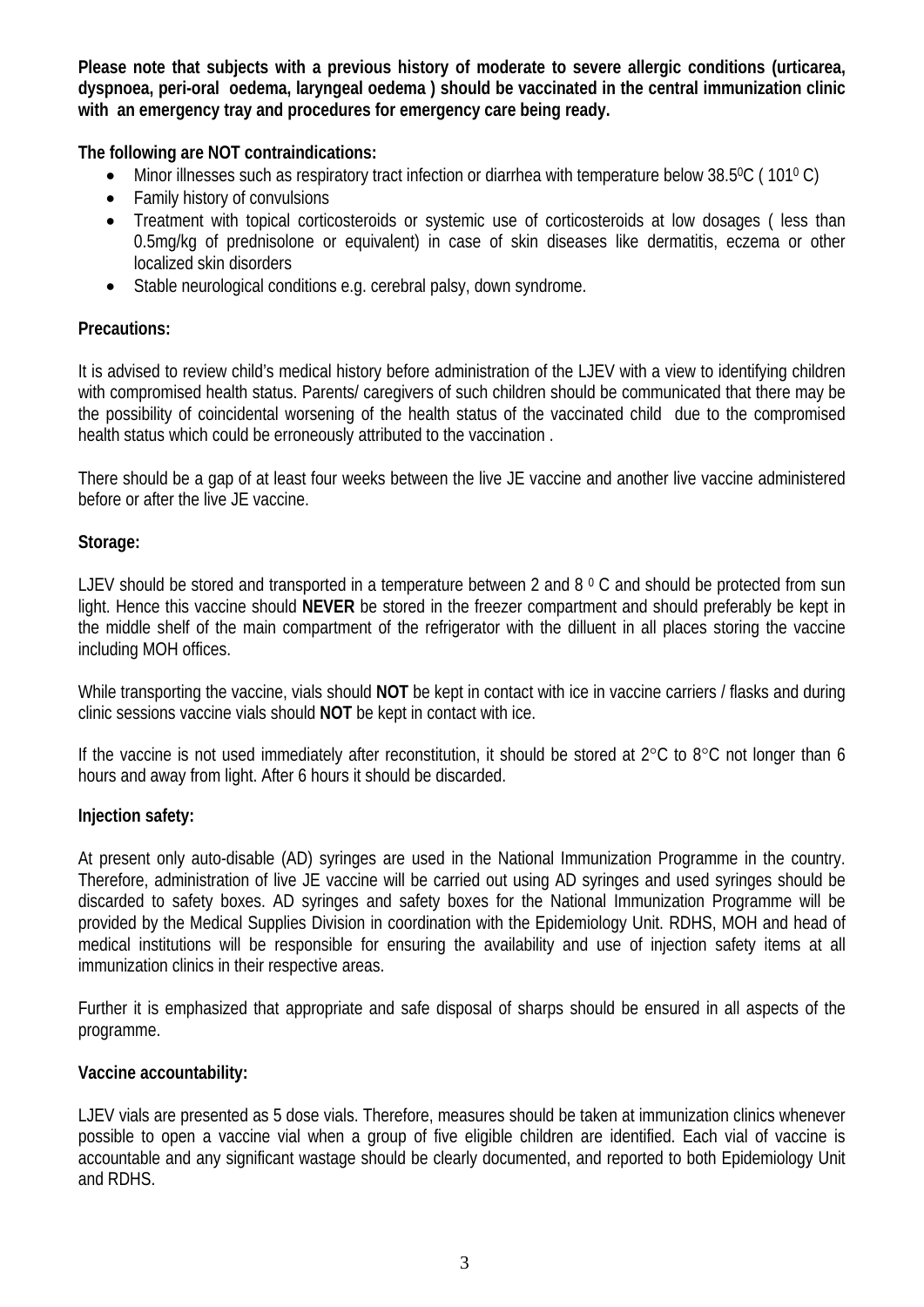**Please note that subjects with a previous history of moderate to severe allergic conditions (urticarea, dyspnoea, peri-oral oedema, laryngeal oedema ) should be vaccinated in the central immunization clinic with an emergency tray and procedures for emergency care being ready.**

**The following are NOT contraindications:**

- Minor illnesses such as respiratory tract infection or diarrhea with temperature below 38.5$^0$C ( 101$^0$ C)
- Family history of convulsions
- Treatment with topical corticosteroids or systemic use of corticosteroids at low dosages ( less than 0.5mg/kg of prednisolone or equivalent) in case of skin diseases like dermatitis, eczema or other localized skin disorders
- Stable neurological conditions e.g. cerebral palsy, down syndrome.

**Precautions:**

It is advised to review child's medical history before administration of the LJEV with a view to identifying children with compromised health status. Parents/ caregivers of such children should be communicated that there may be the possibility of coincidental worsening of the health status of the vaccinated child due to the compromised health status which could be erroneously attributed to the vaccination .

There should be a gap of at least four weeks between the live JE vaccine and another live vaccine administered before or after the live JE vaccine.

**Storage:**

LJEV should be stored and transported in a temperature between 2 and 8 $^0$ C and should be protected from sun light. Hence this vaccine should **NEVER** be stored in the freezer compartment and should preferably be kept in the middle shelf of the main compartment of the refrigerator with the dilluent in all places storing the vaccine including MOH offices.

While transporting the vaccine, vials should **NOT** be kept in contact with ice in vaccine carriers / flasks and during clinic sessions vaccine vials should **NOT** be kept in contact with ice.

If the vaccine is not used immediately after reconstitution, it should be stored at 2°C to 8°C not longer than 6 hours and away from light. After 6 hours it should be discarded.

**Injection safety:**

At present only auto-disable (AD) syringes are used in the National Immunization Programme in the country. Therefore, administration of live JE vaccine will be carried out using AD syringes and used syringes should be discarded to safety boxes. AD syringes and safety boxes for the National Immunization Programme will be provided by the Medical Supplies Division in coordination with the Epidemiology Unit. RDHS, MOH and head of medical institutions will be responsible for ensuring the availability and use of injection safety items at all immunization clinics in their respective areas.

Further it is emphasized that appropriate and safe disposal of sharps should be ensured in all aspects of the programme.

**Vaccine accountability:**

LJEV vials are presented as 5 dose vials. Therefore, measures should be taken at immunization clinics whenever possible to open a vaccine vial when a group of five eligible children are identified. Each vial of vaccine is accountable and any significant wastage should be clearly documented, and reported to both Epidemiology Unit and RDHS.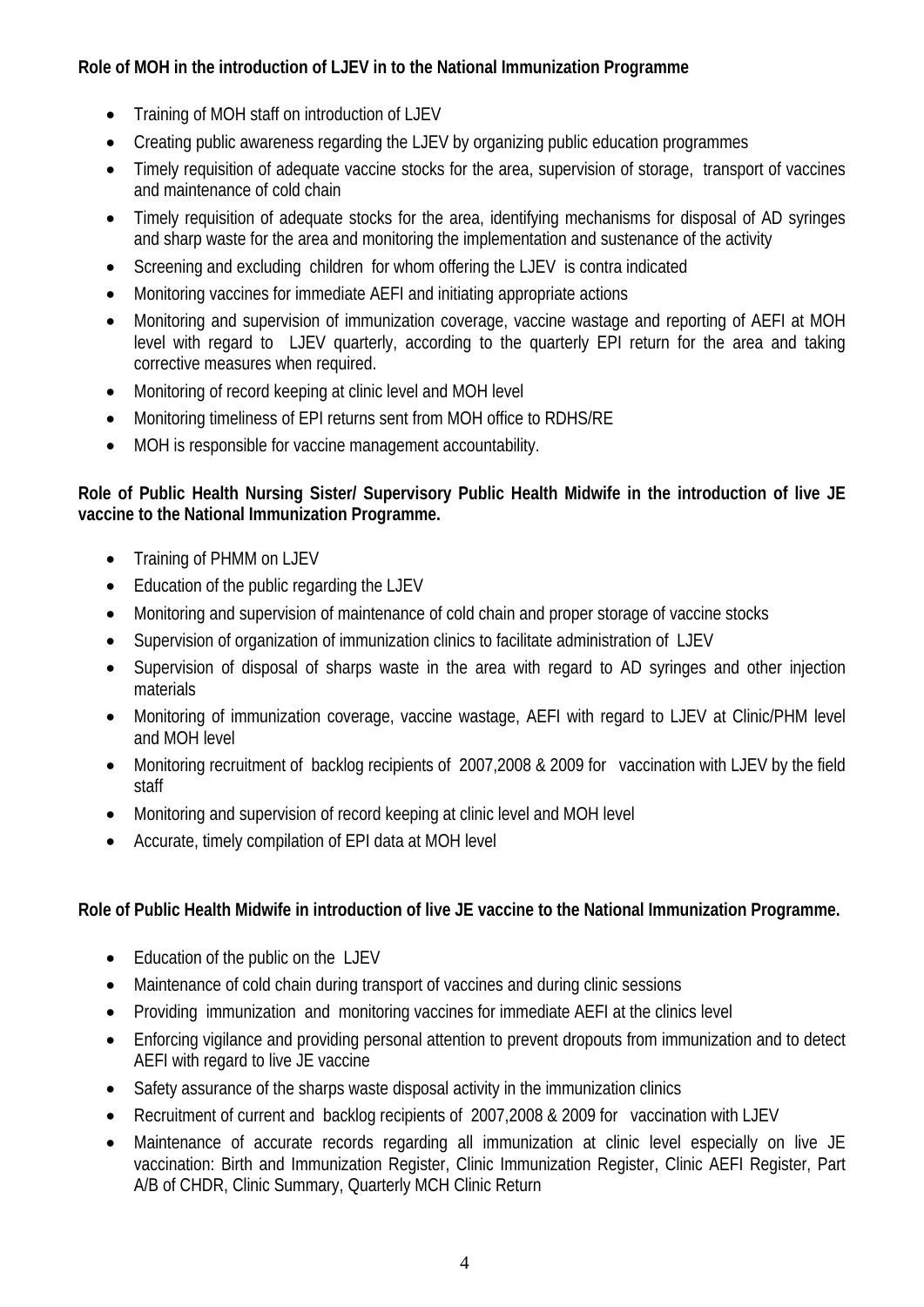**Role of MOH in the introduction of LJEV in to the National Immunization Programme**

- Training of MOH staff on introduction of LJEV
- Creating public awareness regarding the LJEV by organizing public education programmes
- Timely requisition of adequate vaccine stocks for the area, supervision of storage, transport of vaccines and maintenance of cold chain
- Timely requisition of adequate stocks for the area, identifying mechanisms for disposal of AD syringes and sharp waste for the area and monitoring the implementation and sustenance of the activity
- Screening and excluding children for whom offering the LJEV is contra indicated
- Monitoring vaccines for immediate AEFI and initiating appropriate actions
- Monitoring and supervision of immunization coverage, vaccine wastage and reporting of AEFI at MOH level with regard to LJEV quarterly, according to the quarterly EPI return for the area and taking corrective measures when required.
- Monitoring of record keeping at clinic level and MOH level
- Monitoring timeliness of EPI returns sent from MOH office to RDHS/RE
- MOH is responsible for vaccine management accountability.

**Role of Public Health Nursing Sister/ Supervisory Public Health Midwife in the introduction of live JE vaccine to the National Immunization Programme.**

- Training of PHMM on LJEV
- Education of the public regarding the LJEV
- Monitoring and supervision of maintenance of cold chain and proper storage of vaccine stocks
- Supervision of organization of immunization clinics to facilitate administration of LJEV
- Supervision of disposal of sharps waste in the area with regard to AD syringes and other injection materials
- Monitoring of immunization coverage, vaccine wastage, AEFI with regard to LJEV at Clinic/PHM level and MOH level
- Monitoring recruitment of backlog recipients of 2007,2008 & 2009 for vaccination with LJEV by the field staff
- Monitoring and supervision of record keeping at clinic level and MOH level
- Accurate, timely compilation of EPI data at MOH level

**Role of Public Health Midwife in introduction of live JE vaccine to the National Immunization Programme.**

- Education of the public on the LJEV
- Maintenance of cold chain during transport of vaccines and during clinic sessions
- Providing immunization and monitoring vaccines for immediate AEFI at the clinics level
- Enforcing vigilance and providing personal attention to prevent dropouts from immunization and to detect AEFI with regard to live JE vaccine
- Safety assurance of the sharps waste disposal activity in the immunization clinics
- Recruitment of current and backlog recipients of 2007,2008 & 2009 for vaccination with LJEV
- Maintenance of accurate records regarding all immunization at clinic level especially on live JE vaccination: Birth and Immunization Register, Clinic Immunization Register, Clinic AEFI Register, Part A/B of CHDR, Clinic Summary, Quarterly MCH Clinic Return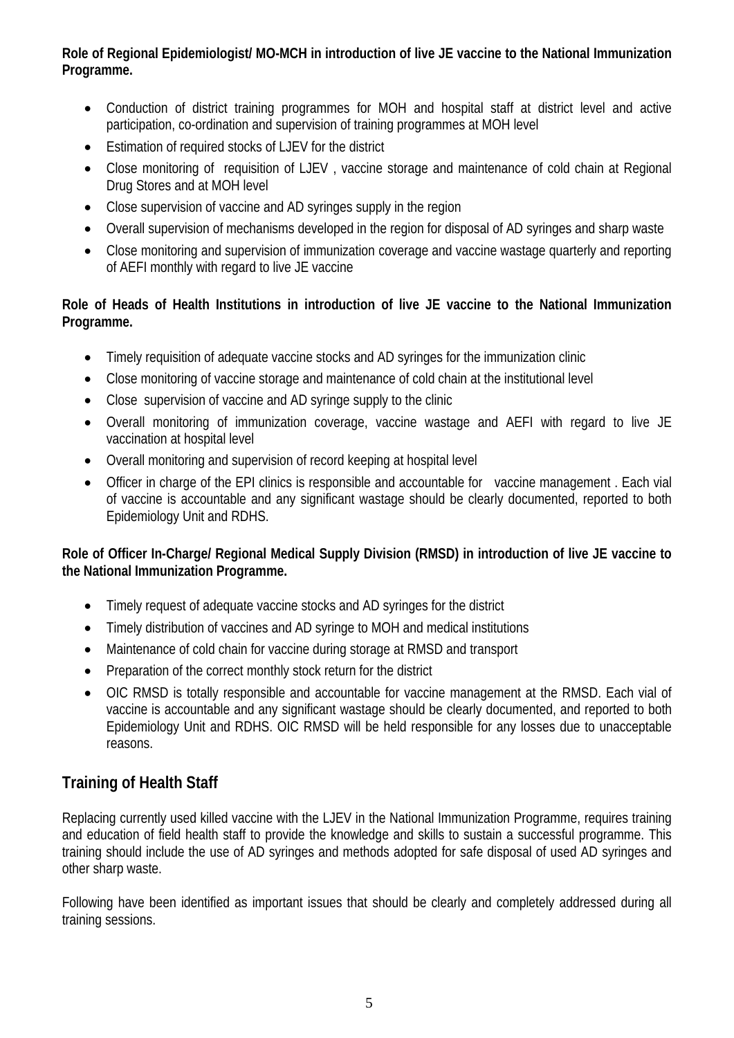**Role of Regional Epidemiologist/ MO-MCH in introduction of live JE vaccine to the National Immunization Programme.**

- Conduction of district training programmes for MOH and hospital staff at district level and active participation, co-ordination and supervision of training programmes at MOH level
- Estimation of required stocks of LJEV for the district
- Close monitoring of requisition of LJEV , vaccine storage and maintenance of cold chain at Regional Drug Stores and at MOH level
- Close supervision of vaccine and AD syringes supply in the region
- Overall supervision of mechanisms developed in the region for disposal of AD syringes and sharp waste
- Close monitoring and supervision of immunization coverage and vaccine wastage quarterly and reporting of AEFI monthly with regard to live JE vaccine

**Role of Heads of Health Institutions in introduction of live JE vaccine to the National Immunization Programme.**

- Timely requisition of adequate vaccine stocks and AD syringes for the immunization clinic
- Close monitoring of vaccine storage and maintenance of cold chain at the institutional level
- Close supervision of vaccine and AD syringe supply to the clinic
- Overall monitoring of immunization coverage, vaccine wastage and AEFI with regard to live JE vaccination at hospital level
- Overall monitoring and supervision of record keeping at hospital level
- Officer in charge of the EPI clinics is responsible and accountable for vaccine management . Each vial of vaccine is accountable and any significant wastage should be clearly documented, reported to both Epidemiology Unit and RDHS.

**Role of Officer In-Charge/ Regional Medical Supply Division (RMSD) in introduction of live JE vaccine to the National Immunization Programme.**

- Timely request of adequate vaccine stocks and AD syringes for the district
- Timely distribution of vaccines and AD syringe to MOH and medical institutions
- Maintenance of cold chain for vaccine during storage at RMSD and transport
- Preparation of the correct monthly stock return for the district
- OIC RMSD is totally responsible and accountable for vaccine management at the RMSD. Each vial of vaccine is accountable and any significant wastage should be clearly documented, and reported to both Epidemiology Unit and RDHS. OIC RMSD will be held responsible for any losses due to unacceptable reasons.

## Training of Health Staff

Replacing currently used killed vaccine with the LJEV in the National Immunization Programme, requires training and education of field health staff to provide the knowledge and skills to sustain a successful programme. This training should include the use of AD syringes and methods adopted for safe disposal of used AD syringes and other sharp waste.

Following have been identified as important issues that should be clearly and completely addressed during all training sessions.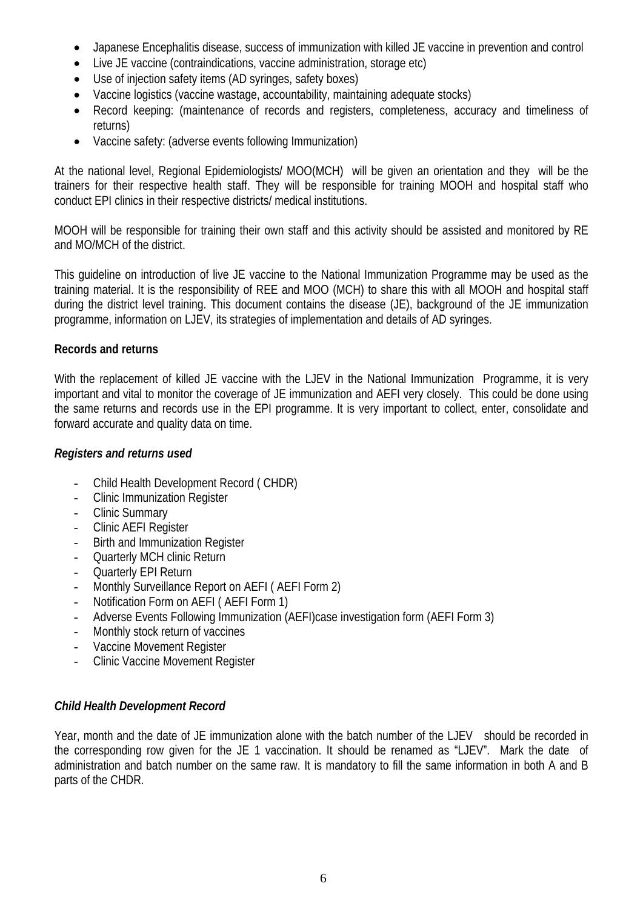- Japanese Encephalitis disease, success of immunization with killed JE vaccine in prevention and control
- Live JE vaccine (contraindications, vaccine administration, storage etc)
- Use of injection safety items (AD syringes, safety boxes)
- Vaccine logistics (vaccine wastage, accountability, maintaining adequate stocks)
- Record keeping: (maintenance of records and registers, completeness, accuracy and timeliness of returns)
- Vaccine safety: (adverse events following Immunization)

At the national level, Regional Epidemiologists/ MOO(MCH) will be given an orientation and they will be the trainers for their respective health staff. They will be responsible for training MOOH and hospital staff who conduct EPI clinics in their respective districts/ medical institutions.

MOOH will be responsible for training their own staff and this activity should be assisted and monitored by RE and MO/MCH of the district.

This guideline on introduction of live JE vaccine to the National Immunization Programme may be used as the training material. It is the responsibility of REE and MOO (MCH) to share this with all MOOH and hospital staff during the district level training. This document contains the disease (JE), background of the JE immunization programme, information on LJEV, its strategies of implementation and details of AD syringes.

**Records and returns**

With the replacement of killed JE vaccine with the LJEV in the National Immunization Programme, it is very important and vital to monitor the coverage of JE immunization and AEFI very closely. This could be done using the same returns and records use in the EPI programme. It is very important to collect, enter, consolidate and forward accurate and quality data on time.

***Registers and returns used***

- Child Health Development Record ( CHDR)
- Clinic Immunization Register
- Clinic Summary
- Clinic AEFI Register
- Birth and Immunization Register
- Quarterly MCH clinic Return
- Quarterly EPI Return
- Monthly Surveillance Report on AEFI ( AEFI Form 2)
- Notification Form on AEFI ( AEFI Form 1)
- Adverse Events Following Immunization (AEFI)case investigation form (AEFI Form 3)
- Monthly stock return of vaccines
- Vaccine Movement Register
- Clinic Vaccine Movement Register

***Child Health Development Record***

Year, month and the date of JE immunization alone with the batch number of the LJEV should be recorded in the corresponding row given for the JE 1 vaccination. It should be renamed as "LJEV". Mark the date of administration and batch number on the same raw. It is mandatory to fill the same information in both A and B parts of the CHDR.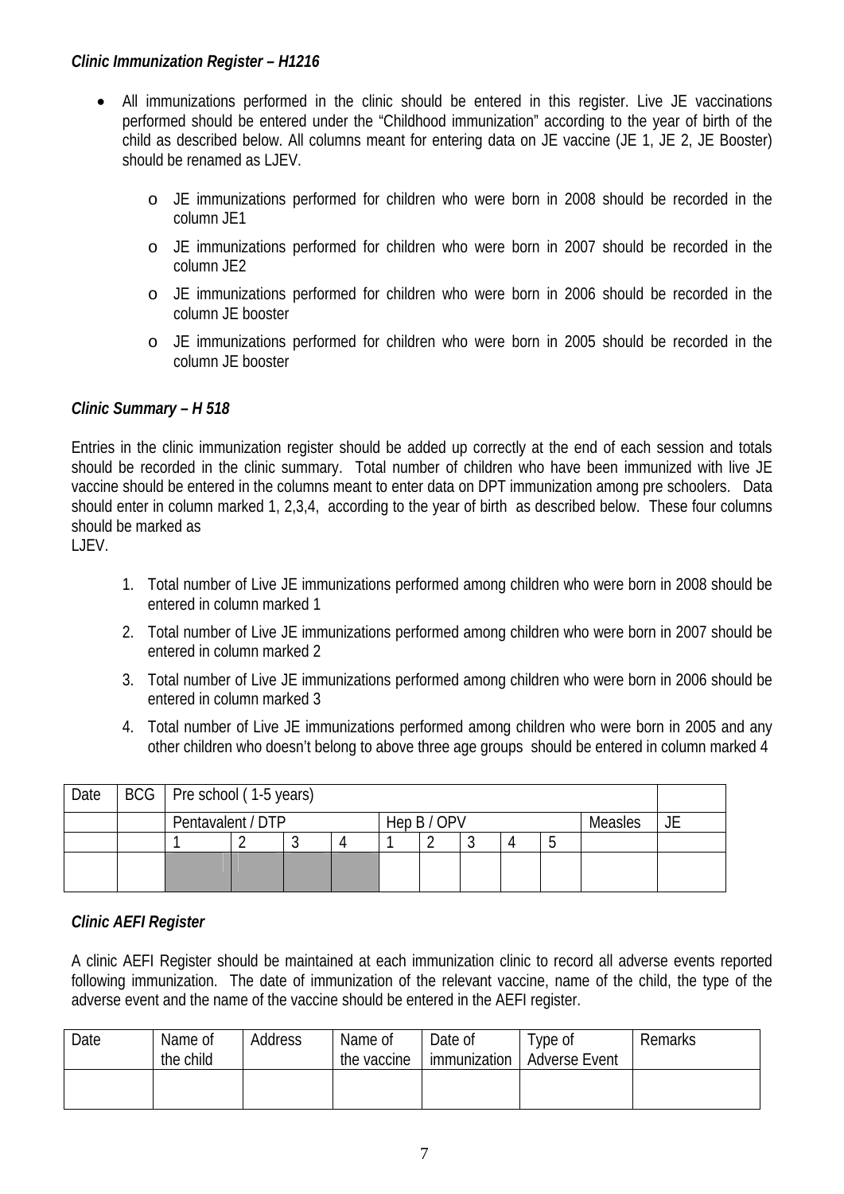### *Clinic Immunization Register – H1216*

- All immunizations performed in the clinic should be entered in this register. Live JE vaccinations performed should be entered under the "Childhood immunization" according to the year of birth of the child as described below. All columns meant for entering data on JE vaccine (JE 1, JE 2, JE Booster) should be renamed as LJEV.
    - JE immunizations performed for children who were born in 2008 should be recorded in the column JE1
    - JE immunizations performed for children who were born in 2007 should be recorded in the column JE2
    - JE immunizations performed for children who were born in 2006 should be recorded in the column JE booster
    - JE immunizations performed for children who were born in 2005 should be recorded in the column JE booster

### *Clinic Summary – H 518*

Entries in the clinic immunization register should be added up correctly at the end of each session and totals should be recorded in the clinic summary. Total number of children who have been immunized with live JE vaccine should be entered in the columns meant to enter data on DPT immunization among pre schoolers. Data should enter in column marked 1, 2,3,4, according to the year of birth as described below. These four columns should be marked as LJEV.

1. Total number of Live JE immunizations performed among children who were born in 2008 should be entered in column marked 1
2. Total number of Live JE immunizations performed among children who were born in 2007 should be entered in column marked 2
3. Total number of Live JE immunizations performed among children who were born in 2006 should be entered in column marked 3
4. Total number of Live JE immunizations performed among children who were born in 2005 and any other children who doesn't belong to above three age groups should be entered in column marked 4

| Date | BCG | Pre school ( 1-5 years) | | | | | | | | | | |
|---|---|---|---|---|---|---|---|---|---|---|---|---|
| | | Pentavalent / DTP | | | | Hep B / OPV | | | | | Measles | JE |
| | | 1 | 2 | 3 | 4 | 1 | 2 | 3 | 4 | 5 | | |
| | | | | | | | | | | | | |

### *Clinic AEFI Register*

A clinic AEFI Register should be maintained at each immunization clinic to record all adverse events reported following immunization. The date of immunization of the relevant vaccine, name of the child, the type of the adverse event and the name of the vaccine should be entered in the AEFI register.

| Date | Name of the child | Address | Name of the vaccine | Date of immunization | Type of Adverse Event | Remarks |
|---|---|---|---|---|---|---|
| | | | | | | |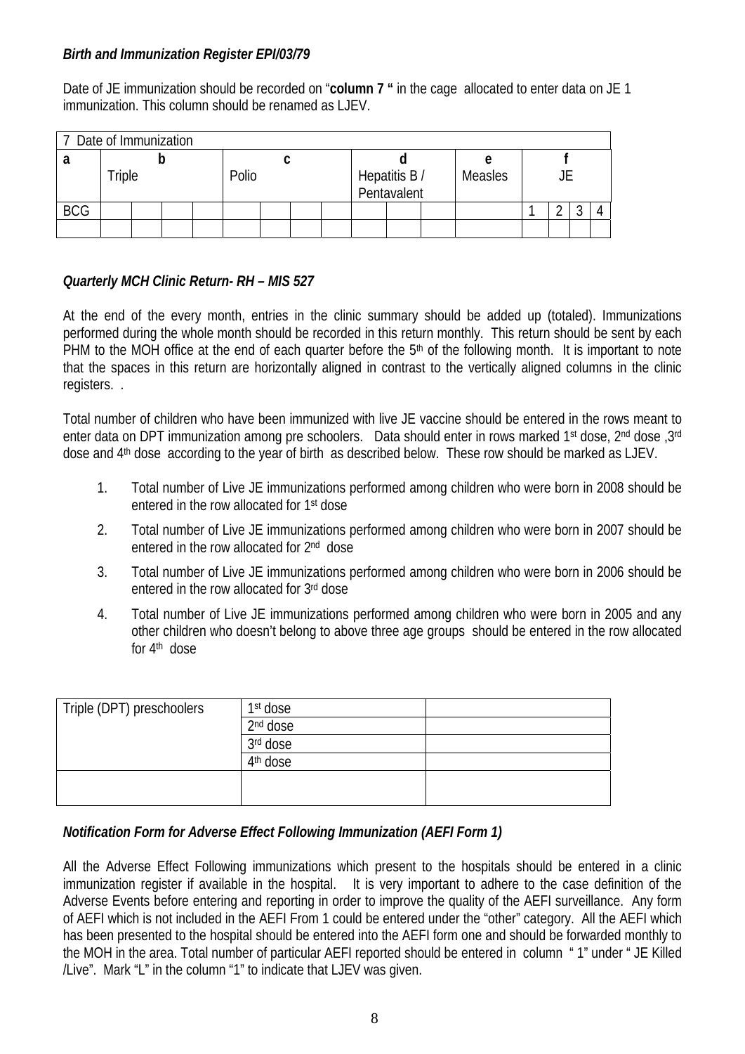***Birth and Immunization Register EPI/03/79***

Date of JE immunization should be recorded on "**column 7 "** in the cage allocated to enter data on JE 1 immunization. This column should be renamed as LJEV.

| 7 Date of Immunization | | | | | | | | | | | | | | | | |
|---|---|---|---|---|---|---|---|---|---|---|---|---|---|---|---|---|
| **a** | **b** Triple | | | | **c** Polio | | | | **d** Hepatitis B / Pentavalent | | | **e** Measles | **f** JE | | | |
| BCG | | | | | | | | | | | | | 1 | 2 | 3 | 4 |
| | | | | | | | | | | | | | | | | |

***Quarterly MCH Clinic Return- RH – MIS 527***

At the end of the every month, entries in the clinic summary should be added up (totaled). Immunizations performed during the whole month should be recorded in this return monthly. This return should be sent by each PHM to the MOH office at the end of each quarter before the 5th of the following month. It is important to note that the spaces in this return are horizontally aligned in contrast to the vertically aligned columns in the clinic registers. .

Total number of children who have been immunized with live JE vaccine should be entered in the rows meant to enter data on DPT immunization among pre schoolers. Data should enter in rows marked 1st dose, 2nd dose ,3rd dose and 4th dose according to the year of birth as described below. These row should be marked as LJEV.

1. Total number of Live JE immunizations performed among children who were born in 2008 should be entered in the row allocated for 1st dose
2. Total number of Live JE immunizations performed among children who were born in 2007 should be entered in the row allocated for 2nd dose
3. Total number of Live JE immunizations performed among children who were born in 2006 should be entered in the row allocated for 3rd dose
4. Total number of Live JE immunizations performed among children who were born in 2005 and any other children who doesn't belong to above three age groups should be entered in the row allocated for 4th dose

| Triple (DPT) preschoolers | 1st dose | |
|---|---|---|
| | 2nd dose | |
| | 3rd dose | |
| | 4th dose | |
| | | |

***Notification Form for Adverse Effect Following Immunization (AEFI Form 1)***

All the Adverse Effect Following immunizations which present to the hospitals should be entered in a clinic immunization register if available in the hospital. It is very important to adhere to the case definition of the Adverse Events before entering and reporting in order to improve the quality of the AEFI surveillance. Any form of AEFI which is not included in the AEFI From 1 could be entered under the "other" category. All the AEFI which has been presented to the hospital should be entered into the AEFI form one and should be forwarded monthly to the MOH in the area. Total number of particular AEFI reported should be entered in column " 1" under " JE Killed /Live". Mark "L" in the column "1" to indicate that LJEV was given.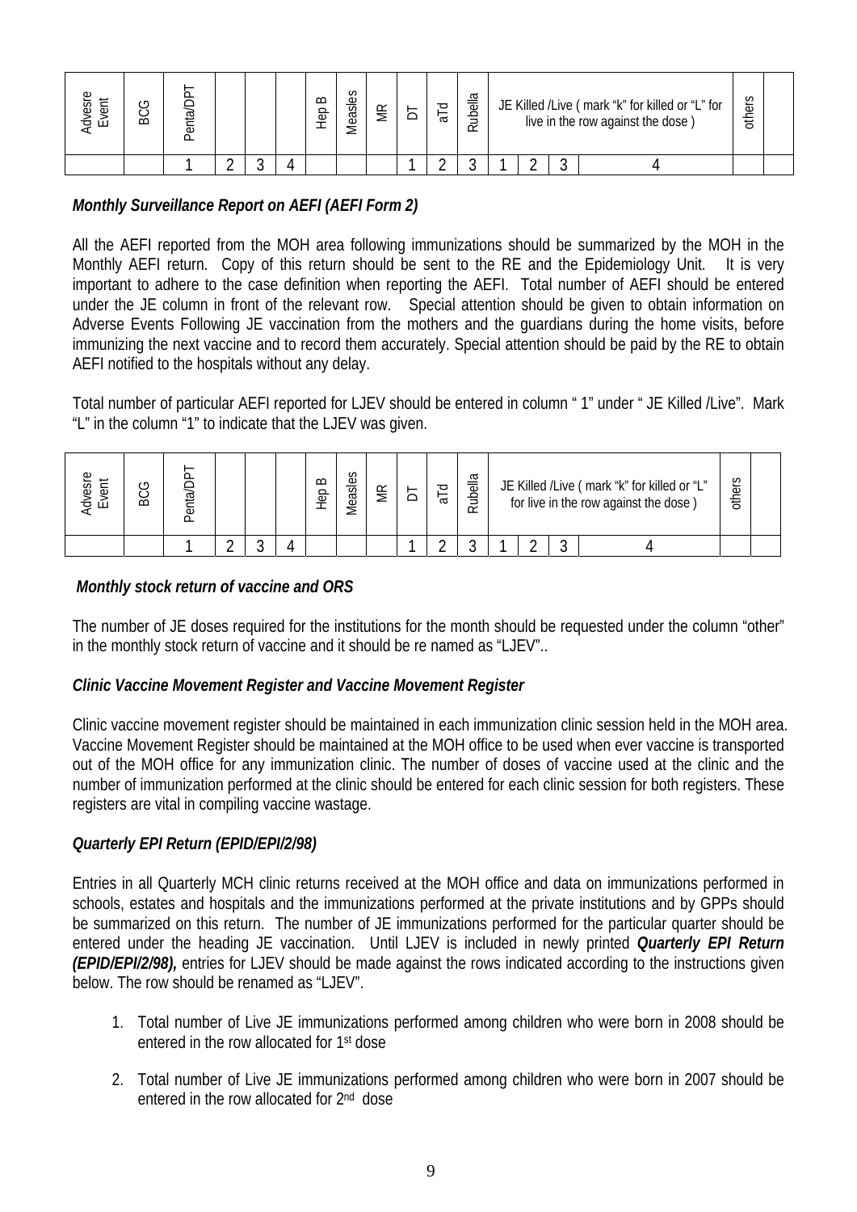| Advesre Event | BCG | Penta/DPT | | | | Hep B | Measles | MR | DT | aTd | Rubella | JE Killed /Live ( mark "k" for killed or "L" for live in the row against the dose ) | | | | others | |
|---|---|---|---|---|---|---|---|---|---|---|---|---|---|---|---|---|---|
| | | 1 | 2 | 3 | 4 | | | | 1 | 2 | 3 | 1 | 2 | 3 | 4 | | |

***Monthly Surveillance Report on AEFI (AEFI Form 2)***

All the AEFI reported from the MOH area following immunizations should be summarized by the MOH in the Monthly AEFI return. Copy of this return should be sent to the RE and the Epidemiology Unit. It is very important to adhere to the case definition when reporting the AEFI. Total number of AEFI should be entered under the JE column in front of the relevant row. Special attention should be given to obtain information on Adverse Events Following JE vaccination from the mothers and the guardians during the home visits, before immunizing the next vaccine and to record them accurately. Special attention should be paid by the RE to obtain AEFI notified to the hospitals without any delay.

Total number of particular AEFI reported for LJEV should be entered in column " 1" under " JE Killed /Live". Mark "L" in the column "1" to indicate that the LJEV was given.

| Advesre Event | BCG | Penta/DPT | | | | Hep B | Measles | MR | DT | aTd | Rubella | JE Killed /Live ( mark "k" for killed or "L" for live in the row against the dose ) | | | | others | |
|---|---|---|---|---|---|---|---|---|---|---|---|---|---|---|---|---|---|
| | | 1 | 2 | 3 | 4 | | | | 1 | 2 | 3 | 1 | 2 | 3 | 4 | | |

***Monthly stock return of vaccine and ORS***

The number of JE doses required for the institutions for the month should be requested under the column "other" in the monthly stock return of vaccine and it should be re named as "LJEV"..

***Clinic Vaccine Movement Register and Vaccine Movement Register***

Clinic vaccine movement register should be maintained in each immunization clinic session held in the MOH area. Vaccine Movement Register should be maintained at the MOH office to be used when ever vaccine is transported out of the MOH office for any immunization clinic. The number of doses of vaccine used at the clinic and the number of immunization performed at the clinic should be entered for each clinic session for both registers. These registers are vital in compiling vaccine wastage.

***Quarterly EPI Return (EPID/EPI/2/98)***

Entries in all Quarterly MCH clinic returns received at the MOH office and data on immunizations performed in schools, estates and hospitals and the immunizations performed at the private institutions and by GPPs should be summarized on this return. The number of JE immunizations performed for the particular quarter should be entered under the heading JE vaccination. Until LJEV is included in newly printed ***Quarterly EPI Return (EPID/EPI/2/98),*** entries for LJEV should be made against the rows indicated according to the instructions given below. The row should be renamed as "LJEV".

1. Total number of Live JE immunizations performed among children who were born in 2008 should be entered in the row allocated for 1st dose
2. Total number of Live JE immunizations performed among children who were born in 2007 should be entered in the row allocated for 2nd dose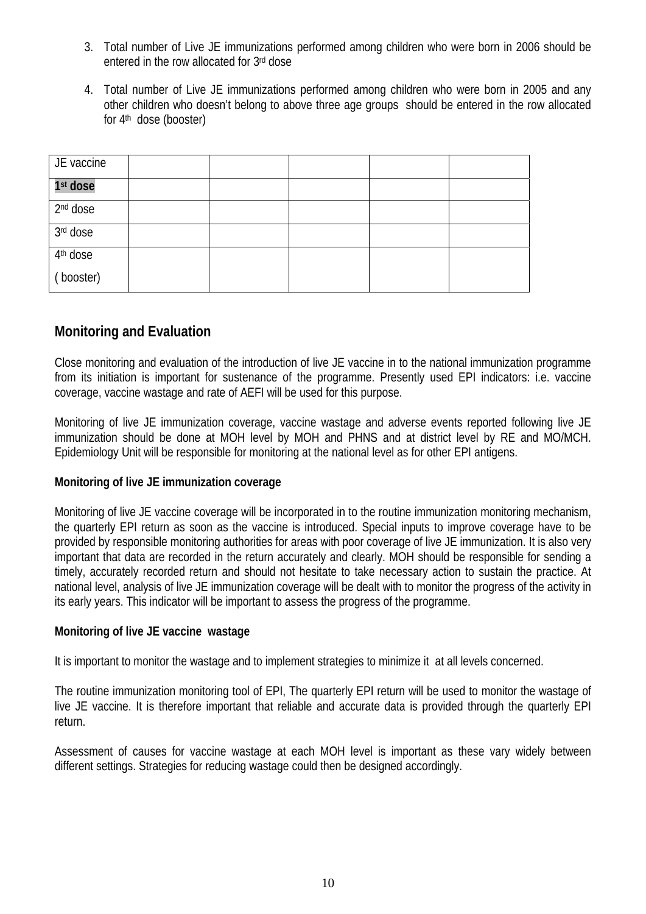3. Total number of Live JE immunizations performed among children who were born in 2006 should be entered in the row allocated for 3rd dose

4. Total number of Live JE immunizations performed among children who were born in 2005 and any other children who doesn't belong to above three age groups should be entered in the row allocated for 4th dose (booster)

| JE vaccine | | | | | |
|---|---|---|---|---|---|
| **1st dose** | | | | | |
| 2nd dose | | | | | |
| 3rd dose | | | | | |
| 4th dose ( booster) | | | | | |

## Monitoring and Evaluation

Close monitoring and evaluation of the introduction of live JE vaccine in to the national immunization programme from its initiation is important for sustenance of the programme. Presently used EPI indicators: i.e. vaccine coverage, vaccine wastage and rate of AEFI will be used for this purpose.

Monitoring of live JE immunization coverage, vaccine wastage and adverse events reported following live JE immunization should be done at MOH level by MOH and PHNS and at district level by RE and MO/MCH. Epidemiology Unit will be responsible for monitoring at the national level as for other EPI antigens.

**Monitoring of live JE immunization coverage**

Monitoring of live JE vaccine coverage will be incorporated in to the routine immunization monitoring mechanism, the quarterly EPI return as soon as the vaccine is introduced. Special inputs to improve coverage have to be provided by responsible monitoring authorities for areas with poor coverage of live JE immunization. It is also very important that data are recorded in the return accurately and clearly. MOH should be responsible for sending a timely, accurately recorded return and should not hesitate to take necessary action to sustain the practice. At national level, analysis of live JE immunization coverage will be dealt with to monitor the progress of the activity in its early years. This indicator will be important to assess the progress of the programme.

**Monitoring of live JE vaccine wastage**

It is important to monitor the wastage and to implement strategies to minimize it at all levels concerned.

The routine immunization monitoring tool of EPI, The quarterly EPI return will be used to monitor the wastage of live JE vaccine. It is therefore important that reliable and accurate data is provided through the quarterly EPI return.

Assessment of causes for vaccine wastage at each MOH level is important as these vary widely between different settings. Strategies for reducing wastage could then be designed accordingly.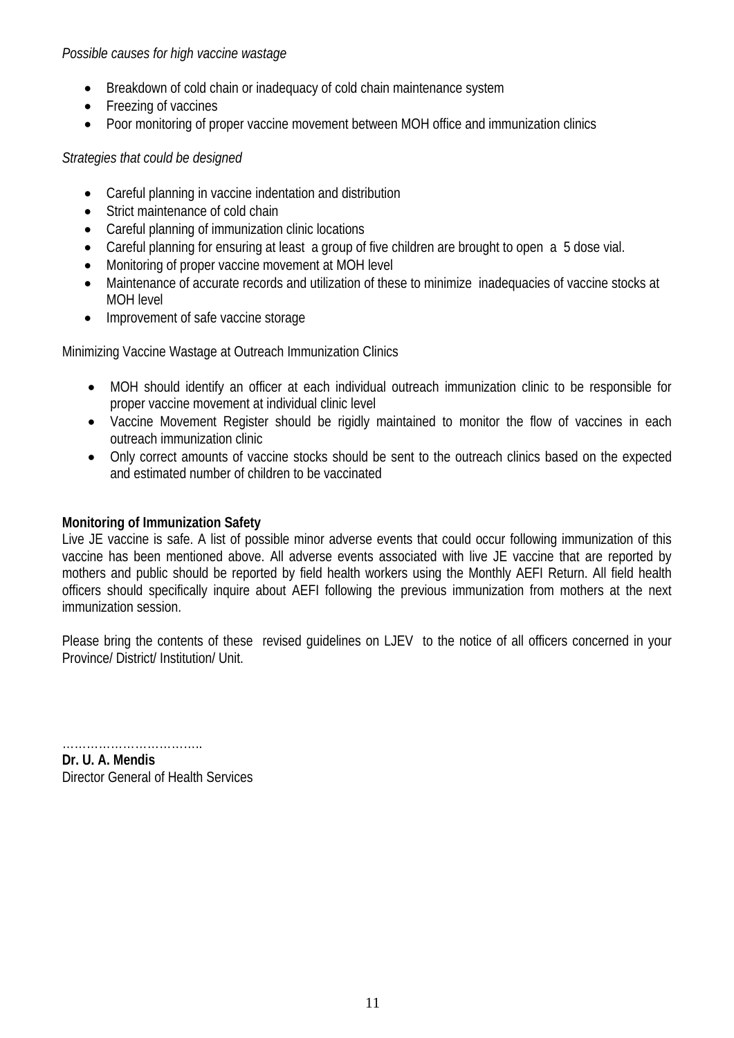*Possible causes for high vaccine wastage*

- Breakdown of cold chain or inadequacy of cold chain maintenance system
- Freezing of vaccines
- Poor monitoring of proper vaccine movement between MOH office and immunization clinics

*Strategies that could be designed*

- Careful planning in vaccine indentation and distribution
- Strict maintenance of cold chain
- Careful planning of immunization clinic locations
- Careful planning for ensuring at least a group of five children are brought to open a 5 dose vial.
- Monitoring of proper vaccine movement at MOH level
- Maintenance of accurate records and utilization of these to minimize inadequacies of vaccine stocks at MOH level
- Improvement of safe vaccine storage

Minimizing Vaccine Wastage at Outreach Immunization Clinics

- MOH should identify an officer at each individual outreach immunization clinic to be responsible for proper vaccine movement at individual clinic level
- Vaccine Movement Register should be rigidly maintained to monitor the flow of vaccines in each outreach immunization clinic
- Only correct amounts of vaccine stocks should be sent to the outreach clinics based on the expected and estimated number of children to be vaccinated

**Monitoring of Immunization Safety**

Live JE vaccine is safe. A list of possible minor adverse events that could occur following immunization of this vaccine has been mentioned above. All adverse events associated with live JE vaccine that are reported by mothers and public should be reported by field health workers using the Monthly AEFI Return. All field health officers should specifically inquire about AEFI following the previous immunization from mothers at the next immunization session.

Please bring the contents of these revised guidelines on LJEV to the notice of all officers concerned in your Province/ District/ Institution/ Unit.

……………………………..

**Dr. U. A. Mendis**

Director General of Health Services